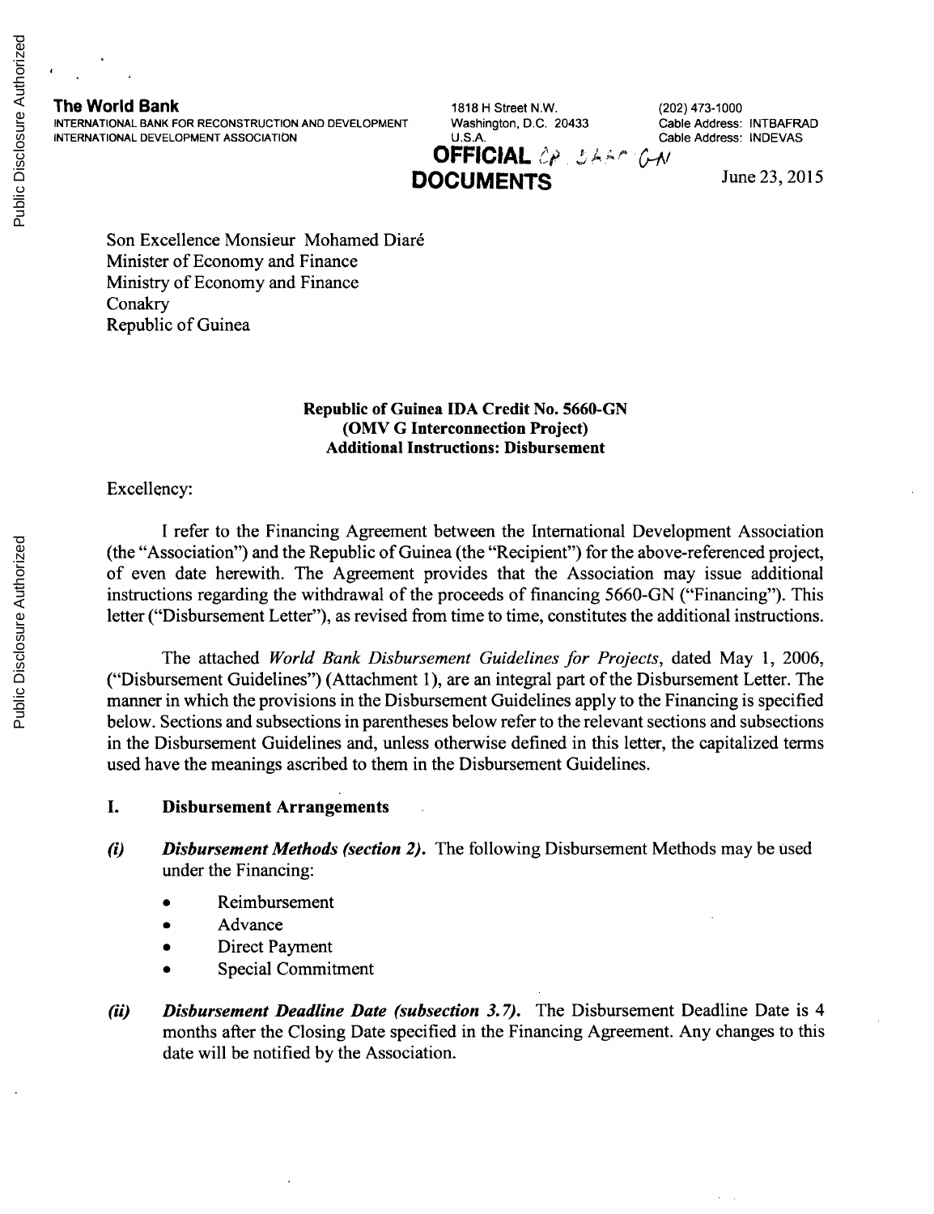**The World Bank**
INTERNATIONAL BANK FOR RECONSTRUCTION AND DEVELOPMENT
INTERNATIONAL DEVELOPMENT ASSOCIATION

1818 H Street N.W.
Washington, D.C. 20433
U.S.A.

(202) 473-1000
Cable Address: INTBAFRAD
Cable Address: INDEVAS

**OFFICIAL DOCUMENTS**

June 23, 2015

Son Excellence Monsieur Mohamed Diaré
Minister of Economy and Finance
Ministry of Economy and Finance
Conakry
Republic of Guinea

**Republic of Guinea IDA Credit No. 5660-GN**
**(OMV G Interconnection Project)**
**Additional Instructions: Disbursement**

Excellency:

I refer to the Financing Agreement between the International Development Association (the "Association") and the Republic of Guinea (the "Recipient") for the above-referenced project, of even date herewith. The Agreement provides that the Association may issue additional instructions regarding the withdrawal of the proceeds of financing 5660-GN ("Financing"). This letter ("Disbursement Letter"), as revised from time to time, constitutes the additional instructions.

The attached *World Bank Disbursement Guidelines for Projects*, dated May 1, 2006, ("Disbursement Guidelines") (Attachment 1), are an integral part of the Disbursement Letter. The manner in which the provisions in the Disbursement Guidelines apply to the Financing is specified below. Sections and subsections in parentheses below refer to the relevant sections and subsections in the Disbursement Guidelines and, unless otherwise defined in this letter, the capitalized terms used have the meanings ascribed to them in the Disbursement Guidelines.

## I. Disbursement Arrangements

***(i) Disbursement Methods (section 2).*** The following Disbursement Methods may be used under the Financing:

- Reimbursement
- Advance
- Direct Payment
- Special Commitment

***(ii) Disbursement Deadline Date (subsection 3.7).*** The Disbursement Deadline Date is 4 months after the Closing Date specified in the Financing Agreement. Any changes to this date will be notified by the Association.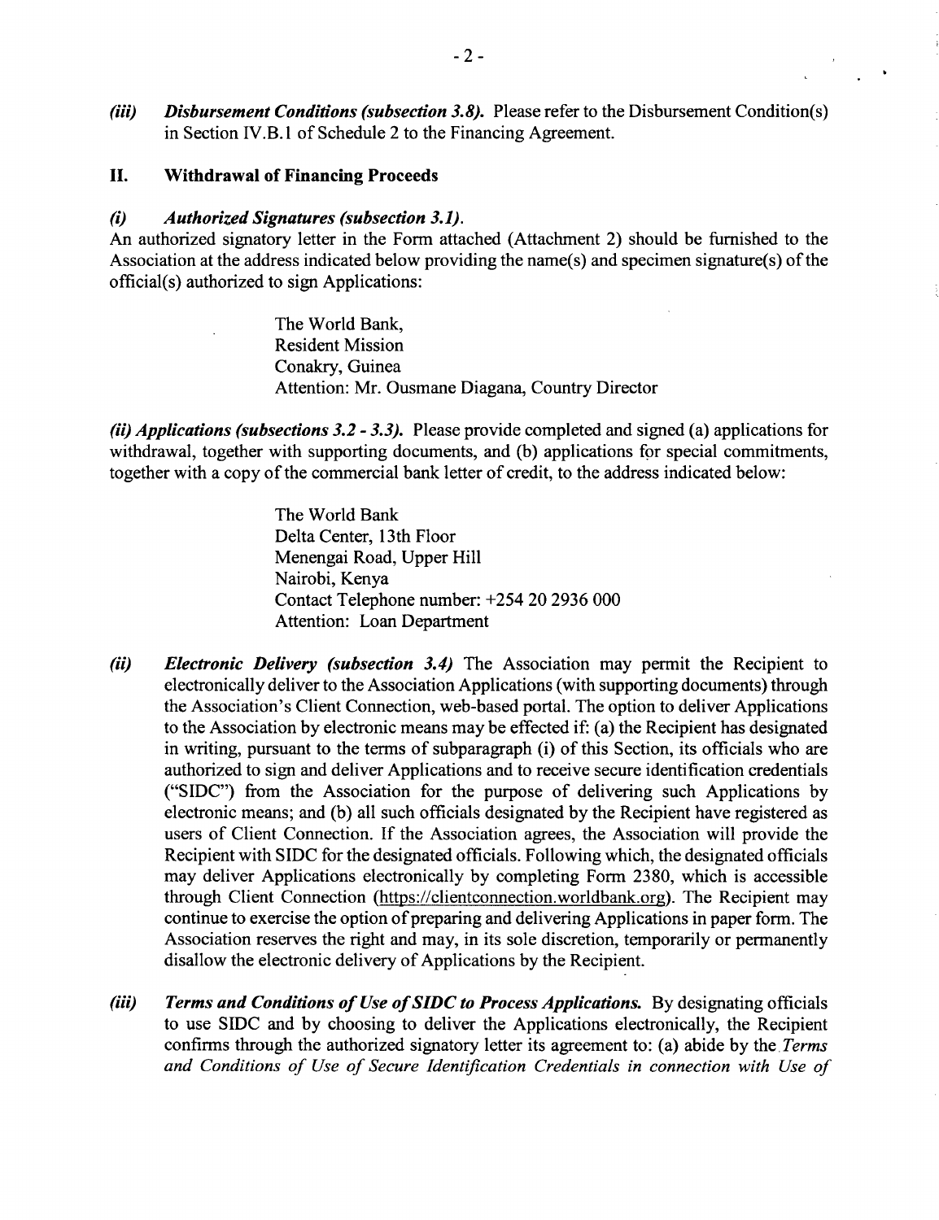*(iii)* ***Disbursement Conditions (subsection 3.8).*** Please refer to the Disbursement Condition(s) in Section IV.B.1 of Schedule 2 to the Financing Agreement.

## II. Withdrawal of Financing Proceeds

### *(i) Authorized Signatures (subsection 3.1).*

An authorized signatory letter in the Form attached (Attachment 2) should be furnished to the Association at the address indicated below providing the name(s) and specimen signature(s) of the official(s) authorized to sign Applications:

> The World Bank,
> Resident Mission
> Conakry, Guinea
> Attention: Mr. Ousmane Diagana, Country Director

***(ii) Applications (subsections 3.2 - 3.3).*** Please provide completed and signed (a) applications for withdrawal, together with supporting documents, and (b) applications for special commitments, together with a copy of the commercial bank letter of credit, to the address indicated below:

> The World Bank
> Delta Center, 13th Floor
> Menengai Road, Upper Hill
> Nairobi, Kenya
> Contact Telephone number: +254 20 2936 000
> Attention: Loan Department

*(ii)* ***Electronic Delivery (subsection 3.4)*** The Association may permit the Recipient to electronically deliver to the Association Applications (with supporting documents) through the Association's Client Connection, web-based portal. The option to deliver Applications to the Association by electronic means may be effected if: (a) the Recipient has designated in writing, pursuant to the terms of subparagraph (i) of this Section, its officials who are authorized to sign and deliver Applications and to receive secure identification credentials ("SIDC") from the Association for the purpose of delivering such Applications by electronic means; and (b) all such officials designated by the Recipient have registered as users of Client Connection. If the Association agrees, the Association will provide the Recipient with SIDC for the designated officials. Following which, the designated officials may deliver Applications electronically by completing Form 2380, which is accessible through Client Connection (https://clientconnection.worldbank.org). The Recipient may continue to exercise the option of preparing and delivering Applications in paper form. The Association reserves the right and may, in its sole discretion, temporarily or permanently disallow the electronic delivery of Applications by the Recipient.

*(iii)* ***Terms and Conditions of Use of SIDC to Process Applications.*** By designating officials to use SIDC and by choosing to deliver the Applications electronically, the Recipient confirms through the authorized signatory letter its agreement to: (a) abide by the *Terms and Conditions of Use of Secure Identification Credentials in connection with Use of*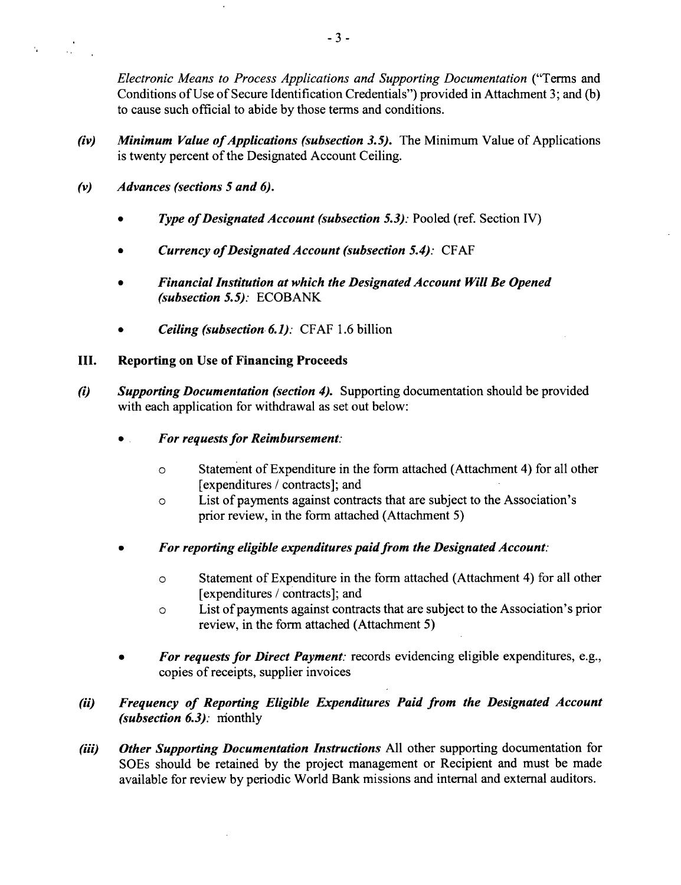*Electronic Means to Process Applications and Supporting Documentation* ("Terms and Conditions of Use of Secure Identification Credentials") provided in Attachment 3; and (b) to cause such official to abide by those terms and conditions.

***(iv)*** ***Minimum Value of Applications (subsection 3.5).*** The Minimum Value of Applications is twenty percent of the Designated Account Ceiling.

***(v)*** ***Advances (sections 5 and 6).***

- *Type of Designated Account (subsection 5.3):* Pooled (ref. Section IV)
- *Currency of Designated Account (subsection 5.4):* CFAF
- *Financial Institution at which the Designated Account Will Be Opened (subsection 5.5):* ECOBANK
- *Ceiling (subsection 6.1):* CFAF 1.6 billion

## III. Reporting on Use of Financing Proceeds

***(i)*** ***Supporting Documentation (section 4).*** Supporting documentation should be provided with each application for withdrawal as set out below:

- *For requests for Reimbursement:*
    - Statement of Expenditure in the form attached (Attachment 4) for all other [expenditures / contracts]; and
    - List of payments against contracts that are subject to the Association's prior review, in the form attached (Attachment 5)
- *For reporting eligible expenditures paid from the Designated Account:*
    - Statement of Expenditure in the form attached (Attachment 4) for all other [expenditures / contracts]; and
    - List of payments against contracts that are subject to the Association's prior review, in the form attached (Attachment 5)
- *For requests for Direct Payment:* records evidencing eligible expenditures, e.g., copies of receipts, supplier invoices

***(ii)*** ***Frequency of Reporting Eligible Expenditures Paid from the Designated Account (subsection 6.3):*** monthly

***(iii)*** ***Other Supporting Documentation Instructions*** All other supporting documentation for SOEs should be retained by the project management or Recipient and must be made available for review by periodic World Bank missions and internal and external auditors.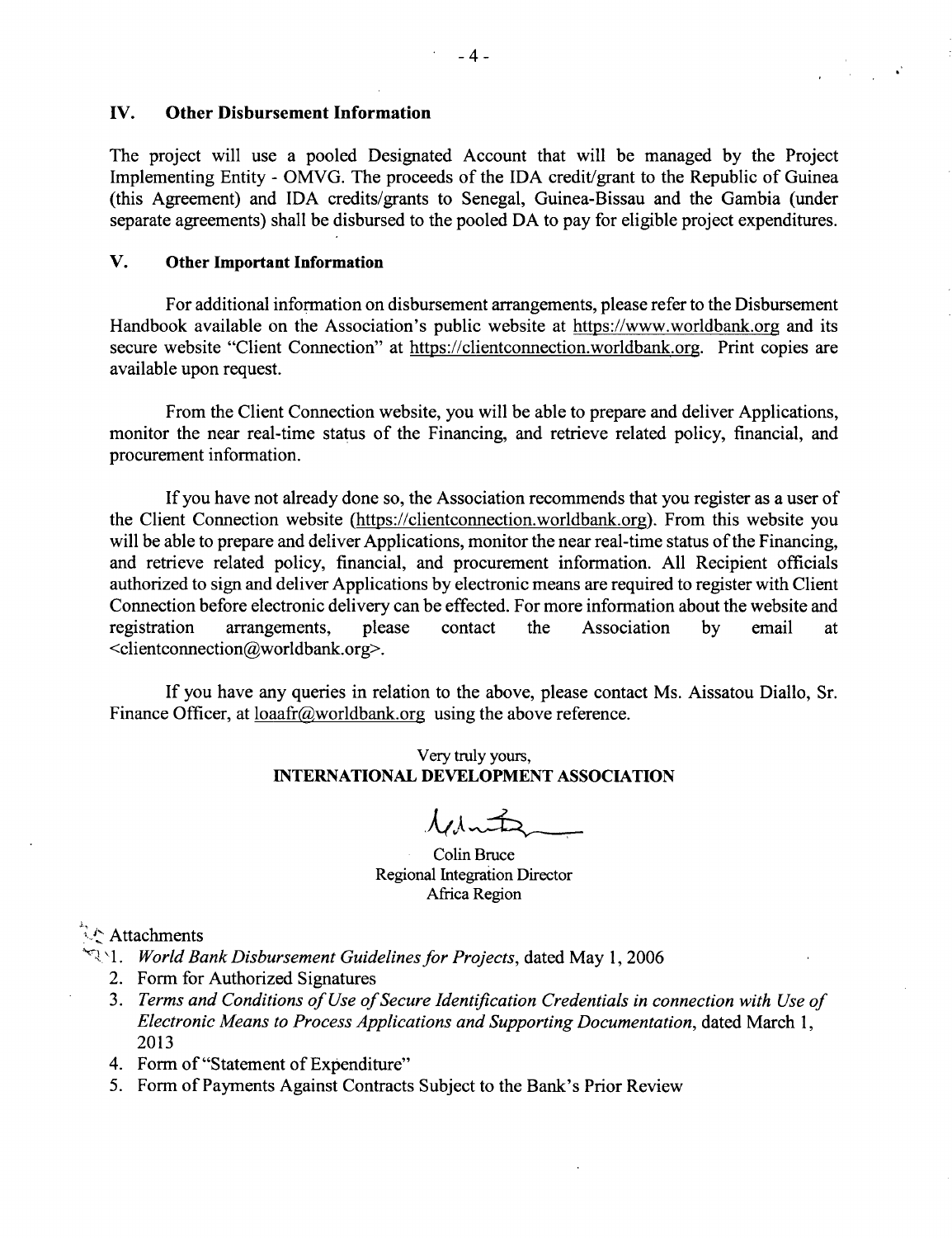## IV. Other Disbursement Information

The project will use a pooled Designated Account that will be managed by the Project Implementing Entity - OMVG. The proceeds of the IDA credit/grant to the Republic of Guinea (this Agreement) and IDA credits/grants to Senegal, Guinea-Bissau and the Gambia (under separate agreements) shall be disbursed to the pooled DA to pay for eligible project expenditures.

## V. Other Important Information

For additional information on disbursement arrangements, please refer to the Disbursement Handbook available on the Association's public website at https://www.worldbank.org and its secure website "Client Connection" at https://clientconnection.worldbank.org. Print copies are available upon request.

From the Client Connection website, you will be able to prepare and deliver Applications, monitor the near real-time status of the Financing, and retrieve related policy, financial, and procurement information.

If you have not already done so, the Association recommends that you register as a user of the Client Connection website (https://clientconnection.worldbank.org). From this website you will be able to prepare and deliver Applications, monitor the near real-time status of the Financing, and retrieve related policy, financial, and procurement information. All Recipient officials authorized to sign and deliver Applications by electronic means are required to register with Client Connection before electronic delivery can be effected. For more information about the website and registration arrangements, please contact the Association by email at <clientconnection@worldbank.org>.

If you have any queries in relation to the above, please contact Ms. Aissatou Diallo, Sr. Finance Officer, at loaafr@worldbank.org using the above reference.

Very truly yours,
**INTERNATIONAL DEVELOPMENT ASSOCIATION**

Colin Bruce
Regional Integration Director
Africa Region

Attachments

1. *World Bank Disbursement Guidelines for Projects*, dated May 1, 2006
2. Form for Authorized Signatures
3. *Terms and Conditions of Use of Secure Identification Credentials in connection with Use of Electronic Means to Process Applications and Supporting Documentation*, dated March 1, 2013
4. Form of "Statement of Expenditure"
5. Form of Payments Against Contracts Subject to the Bank's Prior Review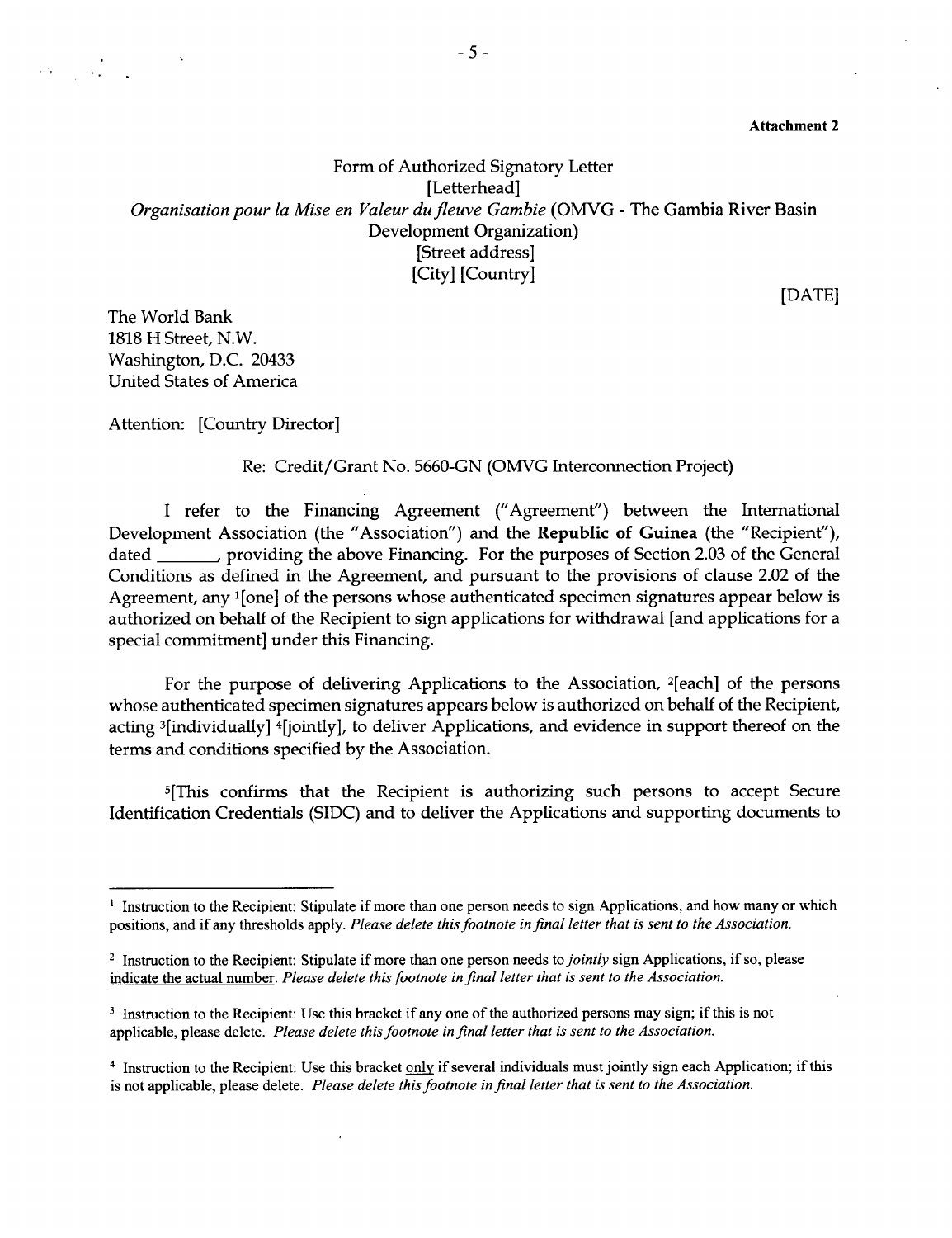**Attachment 2**

Form of Authorized Signatory Letter
[Letterhead]
*Organisation pour la Mise en Valeur du fleuve Gambie* (OMVG - The Gambia River Basin Development Organization)
[Street address]
[City] [Country]

[DATE]

The World Bank
1818 H Street, N.W.
Washington, D.C. 20433
United States of America

Attention: [Country Director]

Re: Credit/Grant No. 5660-GN (OMVG Interconnection Project)

I refer to the Financing Agreement ("Agreement") between the International Development Association (the "Association") and the **Republic of Guinea** (the "Recipient"), dated _______, providing the above Financing. For the purposes of Section 2.03 of the General Conditions as defined in the Agreement, and pursuant to the provisions of clause 2.02 of the Agreement, any [1][one] of the persons whose authenticated specimen signatures appear below is authorized on behalf of the Recipient to sign applications for withdrawal [and applications for a special commitment] under this Financing.

For the purpose of delivering Applications to the Association, [2][each] of the persons whose authenticated specimen signatures appears below is authorized on behalf of the Recipient, acting [3][individually] [4][jointly], to deliver Applications, and evidence in support thereof on the terms and conditions specified by the Association.

[5][This confirms that the Recipient is authorizing such persons to accept Secure Identification Credentials (SIDC) and to deliver the Applications and supporting documents to

---

[1] Instruction to the Recipient: Stipulate if more than one person needs to sign Applications, and how many or which positions, and if any thresholds apply. *Please delete this footnote in final letter that is sent to the Association.*

[2] Instruction to the Recipient: Stipulate if more than one person needs to *jointly* sign Applications, if so, please indicate the actual number. *Please delete this footnote in final letter that is sent to the Association.*

[3] Instruction to the Recipient: Use this bracket if any one of the authorized persons may sign; if this is not applicable, please delete. *Please delete this footnote in final letter that is sent to the Association.*

[4] Instruction to the Recipient: Use this bracket only if several individuals must jointly sign each Application; if this is not applicable, please delete. *Please delete this footnote in final letter that is sent to the Association.*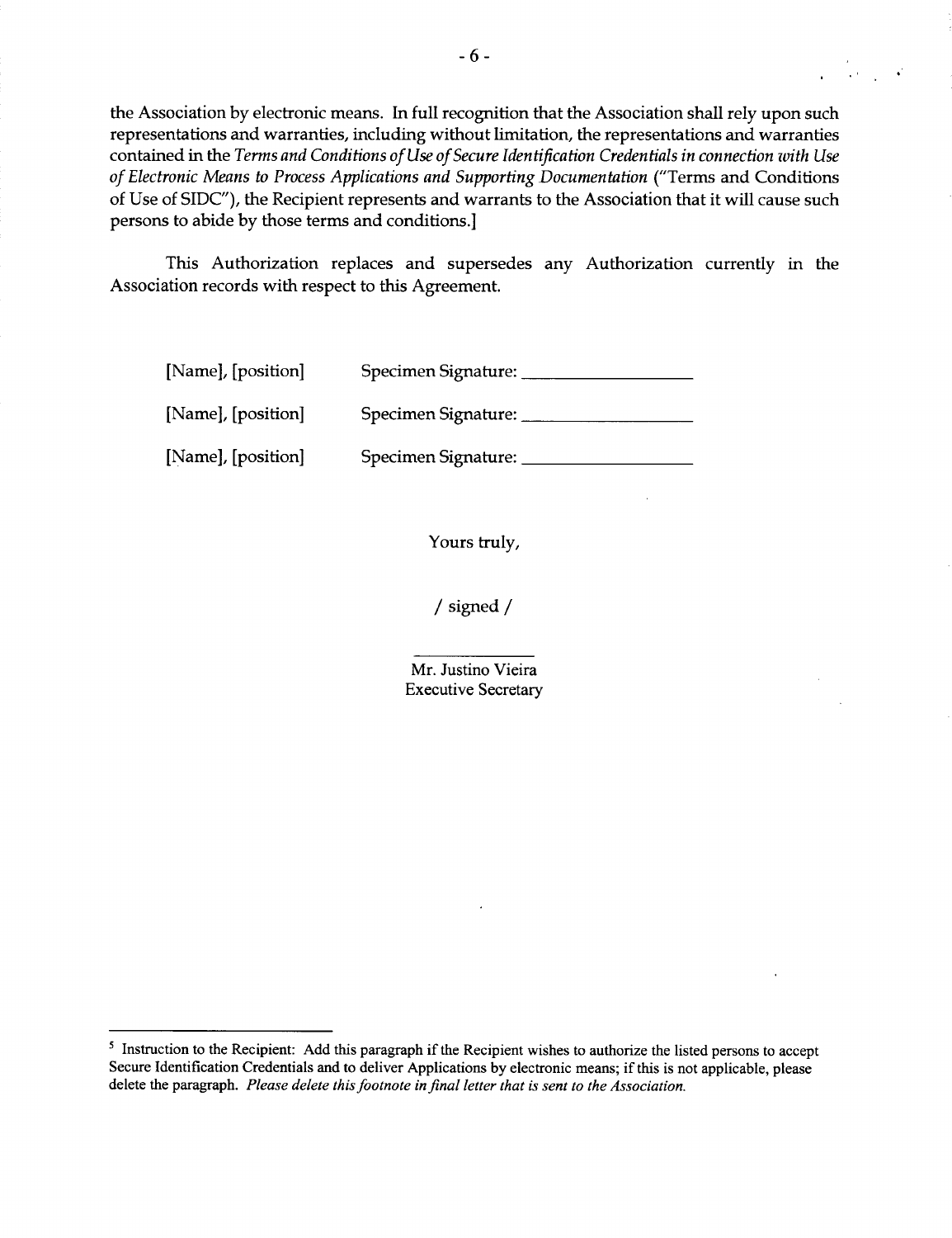the Association by electronic means. In full recognition that the Association shall rely upon such representations and warranties, including without limitation, the representations and warranties contained in the *Terms and Conditions of Use of Secure Identification Credentials in connection with Use of Electronic Means to Process Applications and Supporting Documentation* ("Terms and Conditions of Use of SIDC"), the Recipient represents and warrants to the Association that it will cause such persons to abide by those terms and conditions.]

This Authorization replaces and supersedes any Authorization currently in the Association records with respect to this Agreement.

[Name], [position] Specimen Signature: ___________________

[Name], [position] Specimen Signature: ___________________

[Name], [position] Specimen Signature: ___________________

Yours truly,

/ signed /

Mr. Justino Vieira
Executive Secretary

---

[5] Instruction to the Recipient: Add this paragraph if the Recipient wishes to authorize the listed persons to accept Secure Identification Credentials and to deliver Applications by electronic means; if this is not applicable, please delete the paragraph. *Please delete this footnote in final letter that is sent to the Association.*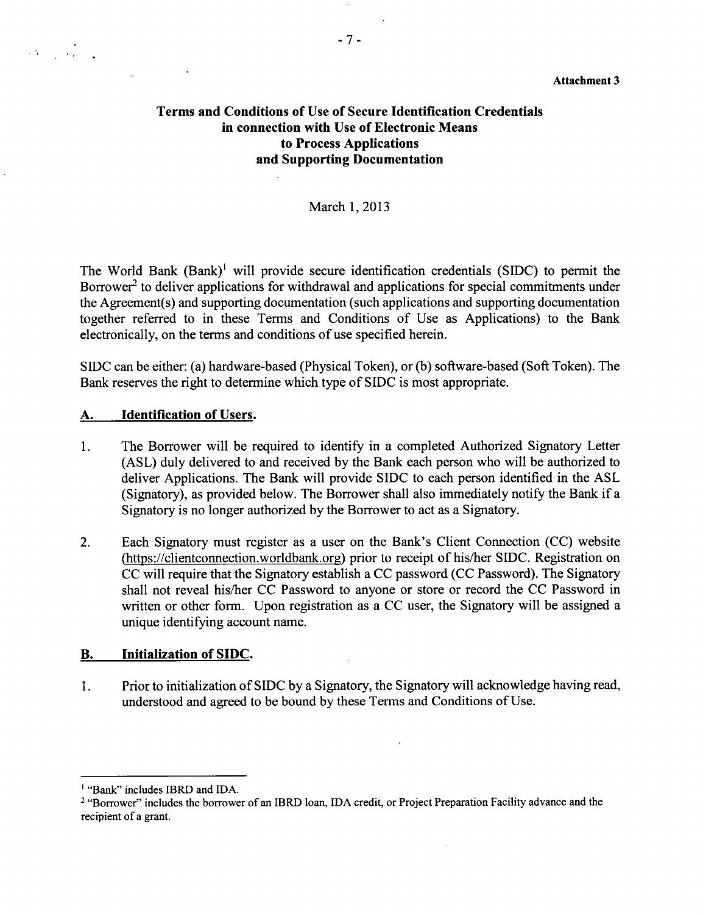**Attachment 3**

# Terms and Conditions of Use of Secure Identification Credentials in connection with Use of Electronic Means to Process Applications and Supporting Documentation

March 1, 2013

The World Bank (Bank)[1] will provide secure identification credentials (SIDC) to permit the Borrower[2] to deliver applications for withdrawal and applications for special commitments under the Agreement(s) and supporting documentation (such applications and supporting documentation together referred to in these Terms and Conditions of Use as Applications) to the Bank electronically, on the terms and conditions of use specified herein.

SIDC can be either: (a) hardware-based (Physical Token), or (b) software-based (Soft Token). The Bank reserves the right to determine which type of SIDC is most appropriate.

## A. Identification of Users.

1. The Borrower will be required to identify in a completed Authorized Signatory Letter (ASL) duly delivered to and received by the Bank each person who will be authorized to deliver Applications. The Bank will provide SIDC to each person identified in the ASL (Signatory), as provided below. The Borrower shall also immediately notify the Bank if a Signatory is no longer authorized by the Borrower to act as a Signatory.

2. Each Signatory must register as a user on the Bank's Client Connection (CC) website (https://clientconnection.worldbank.org) prior to receipt of his/her SIDC. Registration on CC will require that the Signatory establish a CC password (CC Password). The Signatory shall not reveal his/her CC Password to anyone or store or record the CC Password in written or other form. Upon registration as a CC user, the Signatory will be assigned a unique identifying account name.

## B. Initialization of SIDC.

1. Prior to initialization of SIDC by a Signatory, the Signatory will acknowledge having read, understood and agreed to be bound by these Terms and Conditions of Use.

---

[1] "Bank" includes IBRD and IDA.

[2] "Borrower" includes the borrower of an IBRD loan, IDA credit, or Project Preparation Facility advance and the recipient of a grant.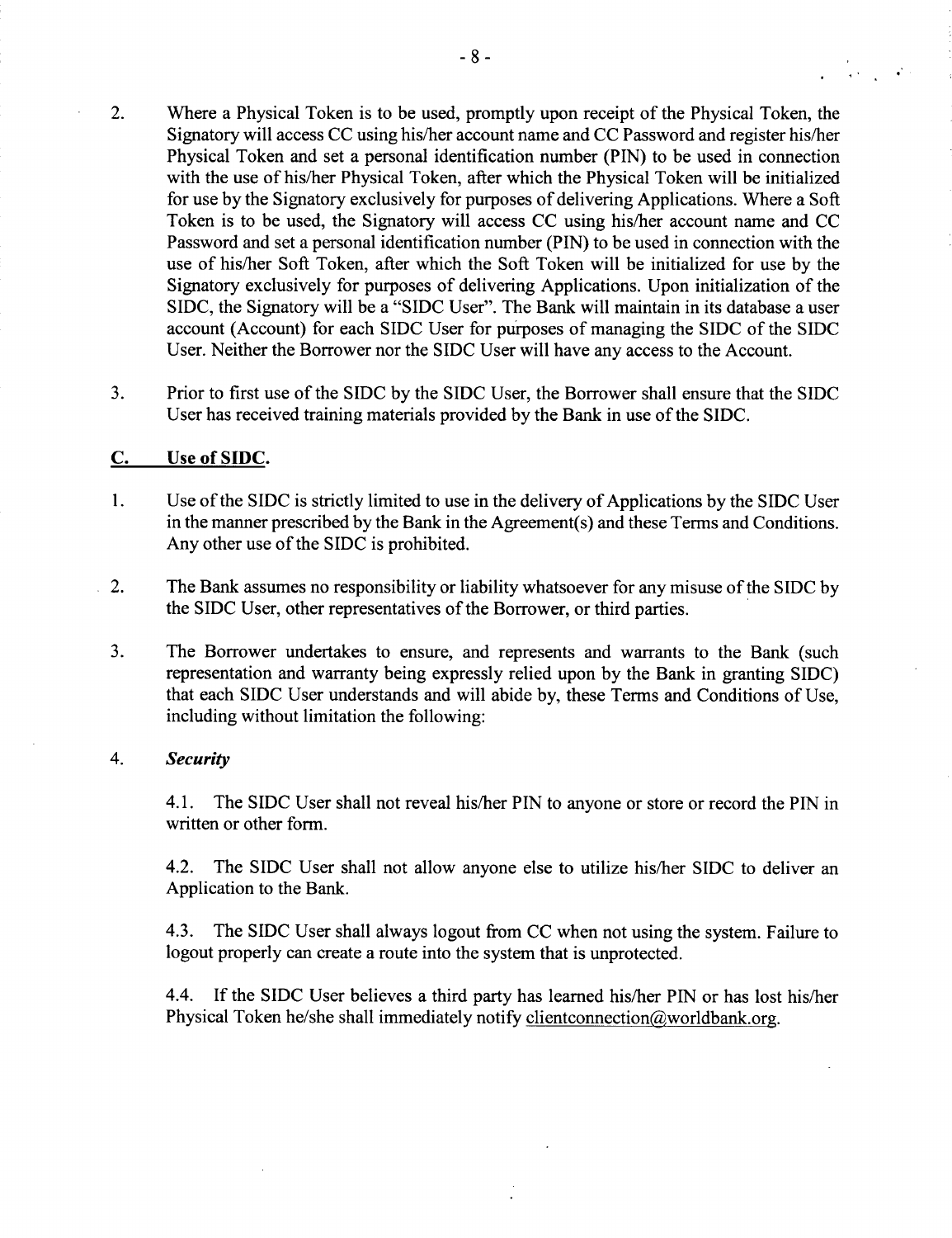2. Where a Physical Token is to be used, promptly upon receipt of the Physical Token, the Signatory will access CC using his/her account name and CC Password and register his/her Physical Token and set a personal identification number (PIN) to be used in connection with the use of his/her Physical Token, after which the Physical Token will be initialized for use by the Signatory exclusively for purposes of delivering Applications. Where a Soft Token is to be used, the Signatory will access CC using his/her account name and CC Password and set a personal identification number (PIN) to be used in connection with the use of his/her Soft Token, after which the Soft Token will be initialized for use by the Signatory exclusively for purposes of delivering Applications. Upon initialization of the SIDC, the Signatory will be a "SIDC User". The Bank will maintain in its database a user account (Account) for each SIDC User for purposes of managing the SIDC of the SIDC User. Neither the Borrower nor the SIDC User will have any access to the Account.

3. Prior to first use of the SIDC by the SIDC User, the Borrower shall ensure that the SIDC User has received training materials provided by the Bank in use of the SIDC.

## C. Use of SIDC.

1. Use of the SIDC is strictly limited to use in the delivery of Applications by the SIDC User in the manner prescribed by the Bank in the Agreement(s) and these Terms and Conditions. Any other use of the SIDC is prohibited.

2. The Bank assumes no responsibility or liability whatsoever for any misuse of the SIDC by the SIDC User, other representatives of the Borrower, or third parties.

3. The Borrower undertakes to ensure, and represents and warrants to the Bank (such representation and warranty being expressly relied upon by the Bank in granting SIDC) that each SIDC User understands and will abide by, these Terms and Conditions of Use, including without limitation the following:

4. ***Security***

   4.1. The SIDC User shall not reveal his/her PIN to anyone or store or record the PIN in written or other form.

   4.2. The SIDC User shall not allow anyone else to utilize his/her SIDC to deliver an Application to the Bank.

   4.3. The SIDC User shall always logout from CC when not using the system. Failure to logout properly can create a route into the system that is unprotected.

   4.4. If the SIDC User believes a third party has learned his/her PIN or has lost his/her Physical Token he/she shall immediately notify clientconnection@worldbank.org.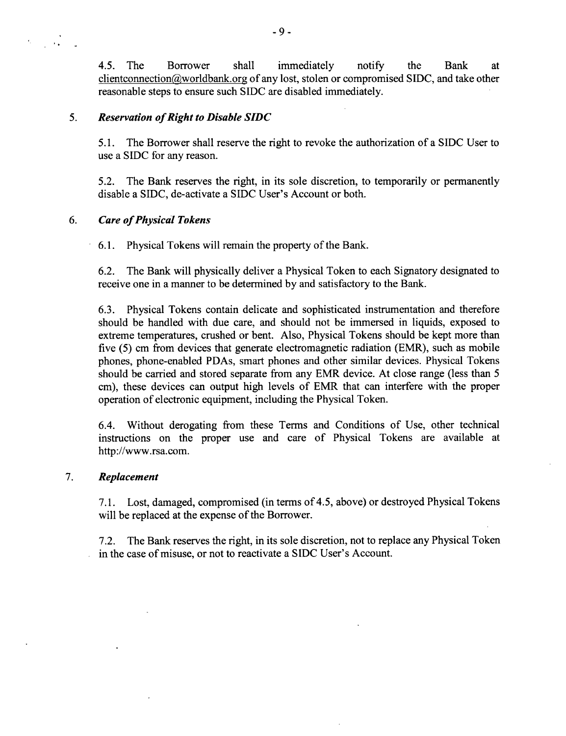4.5. The Borrower shall immediately notify the Bank at clientconnection@worldbank.org of any lost, stolen or compromised SIDC, and take other reasonable steps to ensure such SIDC are disabled immediately.

5. ***Reservation of Right to Disable SIDC***

5.1. The Borrower shall reserve the right to revoke the authorization of a SIDC User to use a SIDC for any reason.

5.2. The Bank reserves the right, in its sole discretion, to temporarily or permanently disable a SIDC, de-activate a SIDC User's Account or both.

6. ***Care of Physical Tokens***

6.1. Physical Tokens will remain the property of the Bank.

6.2. The Bank will physically deliver a Physical Token to each Signatory designated to receive one in a manner to be determined by and satisfactory to the Bank.

6.3. Physical Tokens contain delicate and sophisticated instrumentation and therefore should be handled with due care, and should not be immersed in liquids, exposed to extreme temperatures, crushed or bent. Also, Physical Tokens should be kept more than five (5) cm from devices that generate electromagnetic radiation (EMR), such as mobile phones, phone-enabled PDAs, smart phones and other similar devices. Physical Tokens should be carried and stored separate from any EMR device. At close range (less than 5 cm), these devices can output high levels of EMR that can interfere with the proper operation of electronic equipment, including the Physical Token.

6.4. Without derogating from these Terms and Conditions of Use, other technical instructions on the proper use and care of Physical Tokens are available at http://www.rsa.com.

7. ***Replacement***

7.1. Lost, damaged, compromised (in terms of 4.5, above) or destroyed Physical Tokens will be replaced at the expense of the Borrower.

7.2. The Bank reserves the right, in its sole discretion, not to replace any Physical Token in the case of misuse, or not to reactivate a SIDC User's Account.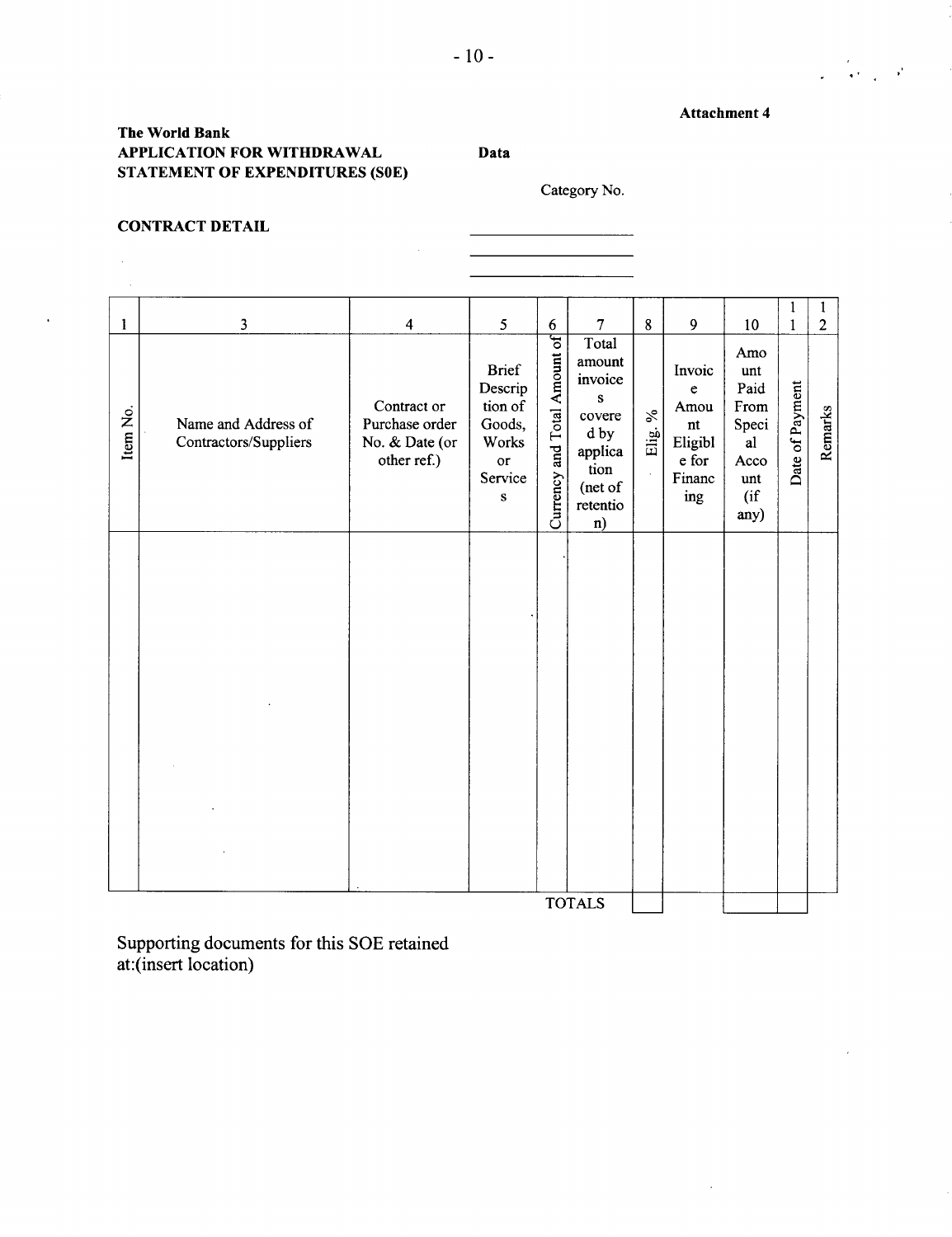**Attachment 4**

**The World Bank**
**APPLICATION FOR WITHDRAWAL**
**STATEMENT OF EXPENDITURES (S0E)**

**Data**

Category No.

**CONTRACT DETAIL**

| 1 | 3 | 4 | 5 | 6 | 7 | 8 | 9 | 10 | 11 | 12 |
|---|---|---|---|---|---|---|---|---|---|---|
| Item No. | Name and Address of Contractors/Suppliers | Contract or Purchase order No. & Date (or other ref.) | Brief Description of Goods, Works or Services | Currency and Total Amount of | Total amount invoices covered by application (net of retention) | Elig. % | Invoice Amount Eligible for Financing | Amount Paid From Special Account (if any) | Date of Payment | Remarks |
| | | | | | | | | | | |
| | | | | | TOTALS | | | | | |

Supporting documents for this SOE retained at:(insert location)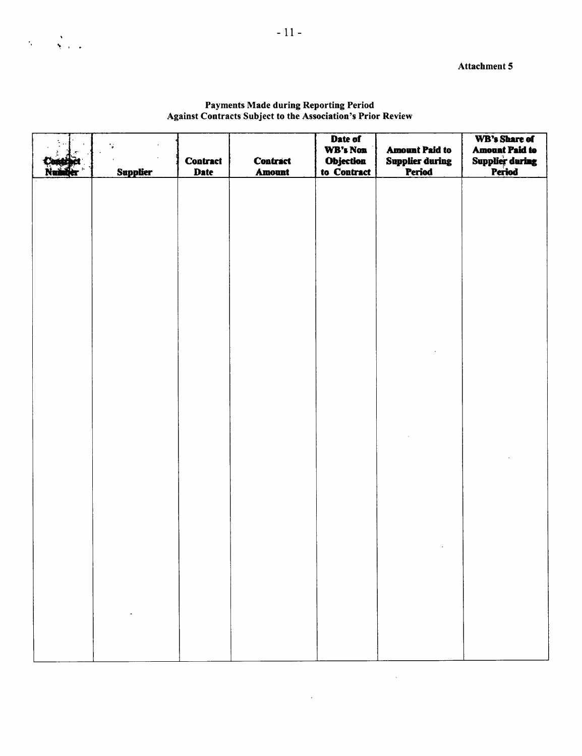Attachment 5

**Payments Made during Reporting Period**
**Against Contracts Subject to the Association's Prior Review**

| Contract Number | Supplier | Contract Date | Contract Amount | Date of WB's Non Objection to Contract | Amount Paid to Supplier during Period | WB's Share of Amount Paid to Supplier during Period |
|---|---|---|---|---|---|---|
| | | | | | | |